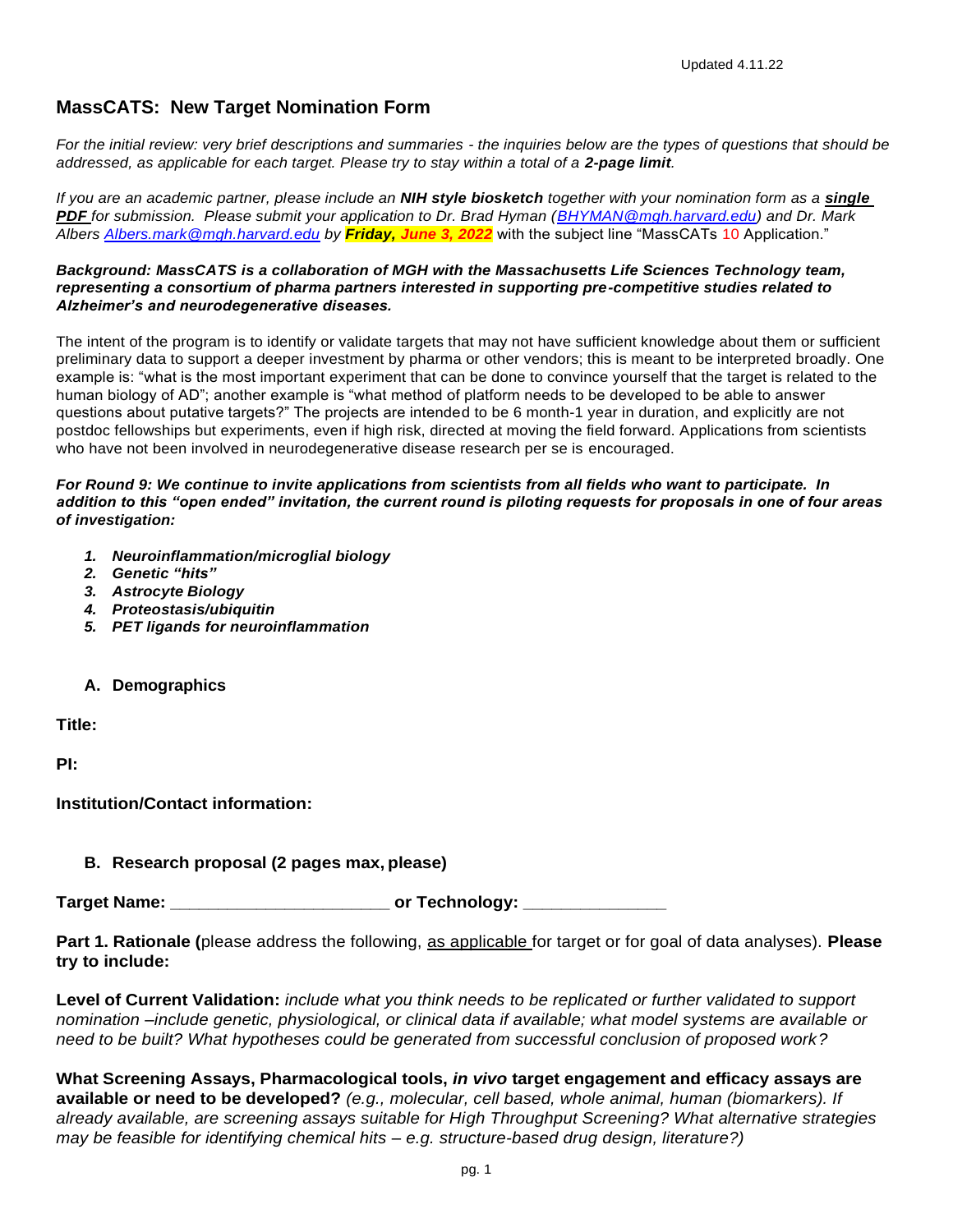Updated 4.11.22

# MassCATS: New Target Nomination Form

*For the initial review: very brief descriptions and summaries - the inquiries below are the types of questions that should be addressed, as applicable for each target. Please try to stay within a total of a **2-page limit**.*

*If you are an academic partner, please include an **NIH style biosketch** together with your nomination form as a **single PDF** for submission. Please submit your application to Dr. Brad Hyman (BHYMAN@mgh.harvard.edu) and Dr. Mark Albers Albers.mark@mgh.harvard.edu by **Friday, June 3, 2022*** with the subject line "MassCATs 10 Application."

***Background: MassCATS is a collaboration of MGH with the Massachusetts Life Sciences Technology team, representing a consortium of pharma partners interested in supporting pre-competitive studies related to Alzheimer's and neurodegenerative diseases.***

The intent of the program is to identify or validate targets that may not have sufficient knowledge about them or sufficient preliminary data to support a deeper investment by pharma or other vendors; this is meant to be interpreted broadly. One example is: "what is the most important experiment that can be done to convince yourself that the target is related to the human biology of AD"; another example is "what method of platform needs to be developed to be able to answer questions about putative targets?" The projects are intended to be 6 month-1 year in duration, and explicitly are not postdoc fellowships but experiments, even if high risk, directed at moving the field forward. Applications from scientists who have not been involved in neurodegenerative disease research per se is encouraged.

***For Round 9: We continue to invite applications from scientists from all fields who want to participate. In addition to this "open ended" invitation, the current round is piloting requests for proposals in one of four areas of investigation:***

1. ***Neuroinflammation/microglial biology***
2. ***Genetic "hits"***
3. ***Astrocyte Biology***
4. ***Proteostasis/ubiquitin***
5. ***PET ligands for neuroinflammation***

## A. Demographics

**Title:**

**PI:**

**Institution/Contact information:**

## B. Research proposal (2 pages max, please)

**Target Name: ______________________ or Technology: ______________**

**Part 1. Rationale (**please address the following, as applicable for target or for goal of data analyses). **Please try to include:**

**Level of Current Validation:** *include what you think needs to be replicated or further validated to support nomination –include genetic, physiological, or clinical data if available; what model systems are available or need to be built? What hypotheses could be generated from successful conclusion of proposed work?*

**What Screening Assays, Pharmacological tools, *in vivo* target engagement and efficacy assays are available or need to be developed?** *(e.g., molecular, cell based, whole animal, human (biomarkers). If already available, are screening assays suitable for High Throughput Screening? What alternative strategies may be feasible for identifying chemical hits – e.g. structure-based drug design, literature?)*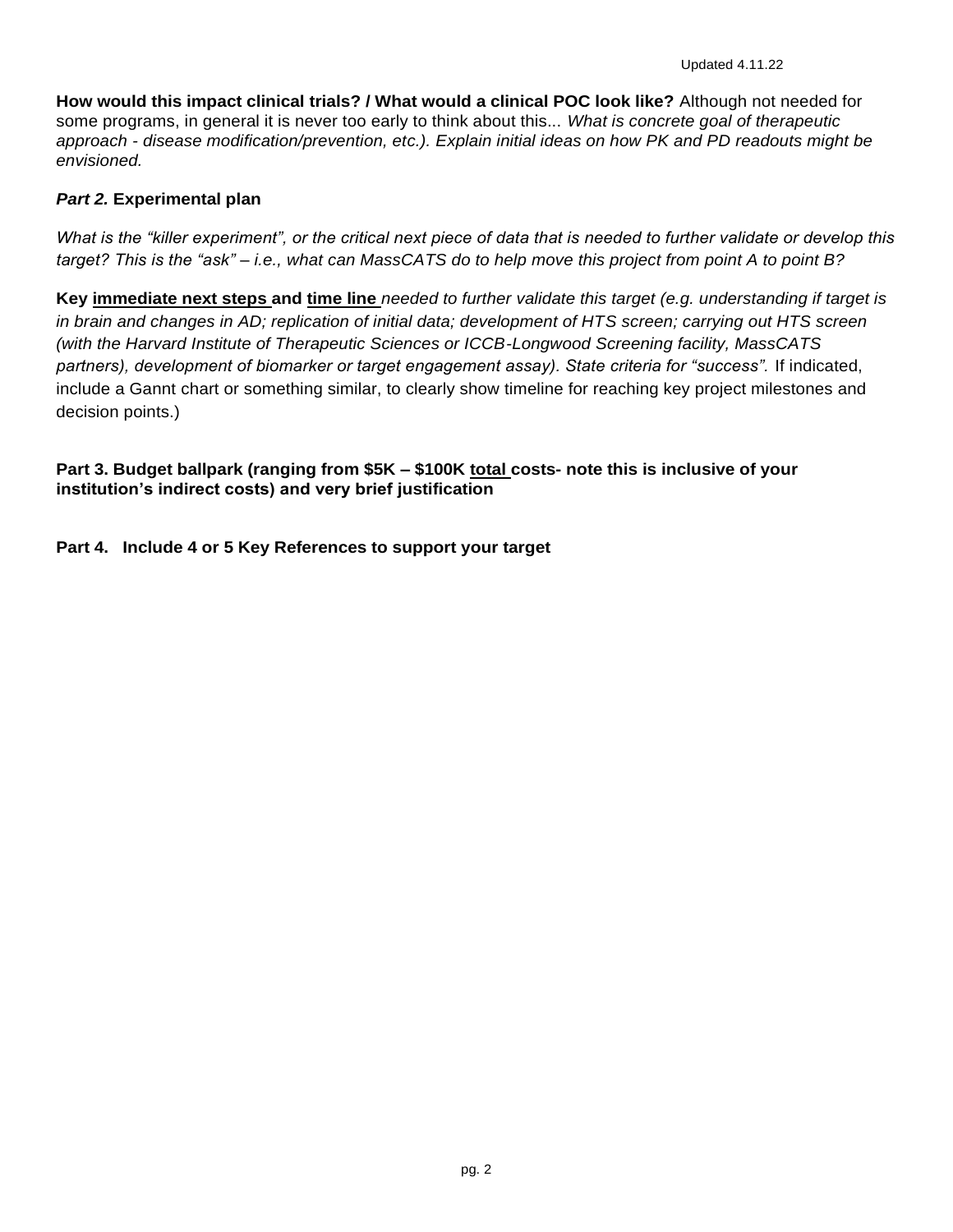**How would this impact clinical trials? / What would a clinical POC look like?** Although not needed for some programs, in general it is never too early to think about this... *What is concrete goal of therapeutic approach - disease modification/prevention, etc.). Explain initial ideas on how PK and PD readouts might be envisioned.*

***Part 2.*** **Experimental plan**

*What is the "killer experiment", or the critical next piece of data that is needed to further validate or develop this target? This is the "ask" – i.e., what can MassCATS do to help move this project from point A to point B?*

**Key immediate next steps and time line** *needed to further validate this target (e.g. understanding if target is in brain and changes in AD; replication of initial data; development of HTS screen; carrying out HTS screen (with the Harvard Institute of Therapeutic Sciences or ICCB-Longwood Screening facility, MassCATS partners), development of biomarker or target engagement assay). State criteria for "success".* If indicated, include a Gannt chart or something similar, to clearly show timeline for reaching key project milestones and decision points.)

**Part 3. Budget ballpark (ranging from $5K – $100K total costs- note this is inclusive of your institution's indirect costs) and very brief justification**

**Part 4. Include 4 or 5 Key References to support your target**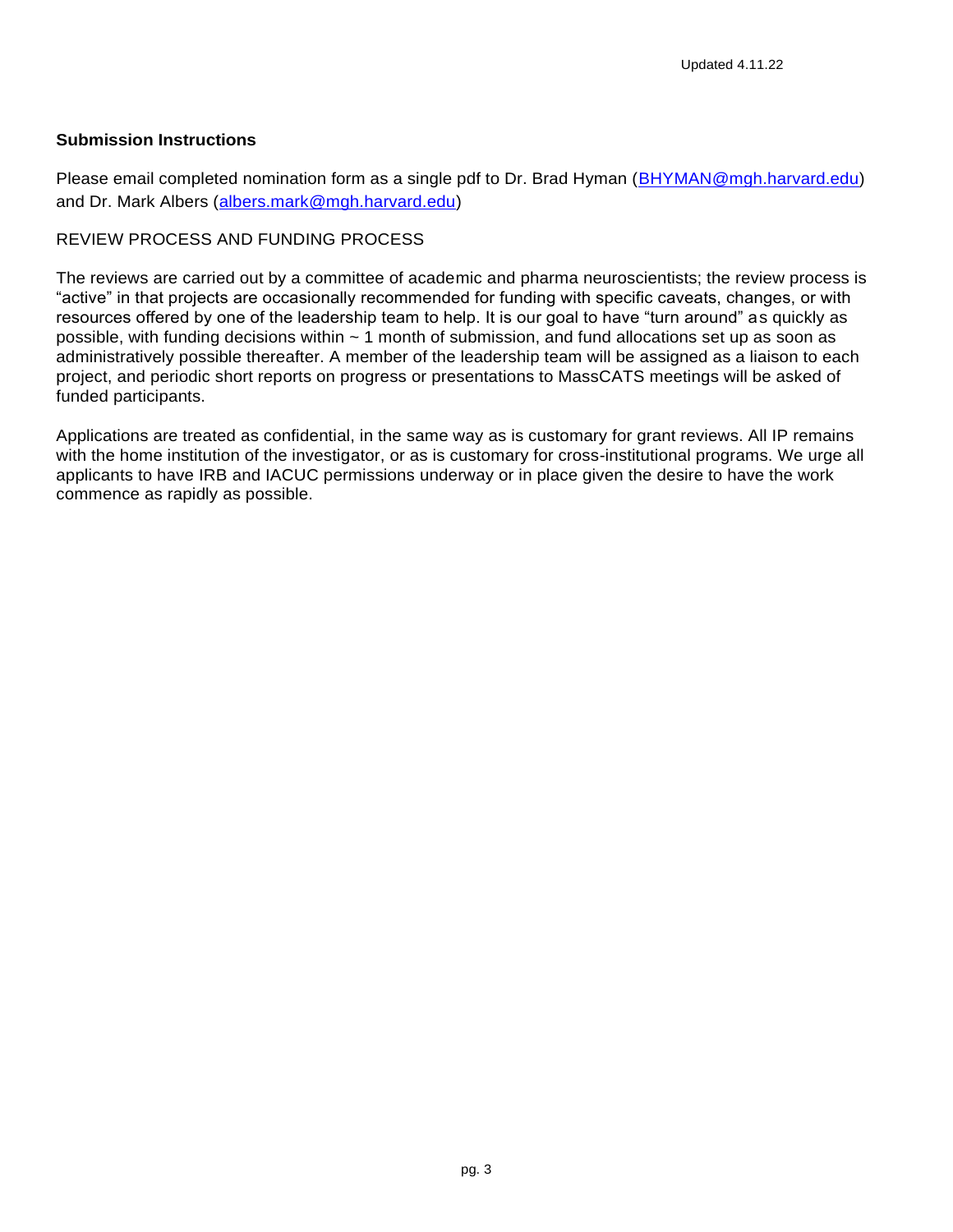**Submission Instructions**

Please email completed nomination form as a single pdf to Dr. Brad Hyman (BHYMAN@mgh.harvard.edu) and Dr. Mark Albers (albers.mark@mgh.harvard.edu)

REVIEW PROCESS AND FUNDING PROCESS

The reviews are carried out by a committee of academic and pharma neuroscientists; the review process is "active" in that projects are occasionally recommended for funding with specific caveats, changes, or with resources offered by one of the leadership team to help. It is our goal to have "turn around" as quickly as possible, with funding decisions within ~ 1 month of submission, and fund allocations set up as soon as administratively possible thereafter. A member of the leadership team will be assigned as a liaison to each project, and periodic short reports on progress or presentations to MassCATS meetings will be asked of funded participants.

Applications are treated as confidential, in the same way as is customary for grant reviews. All IP remains with the home institution of the investigator, or as is customary for cross-institutional programs. We urge all applicants to have IRB and IACUC permissions underway or in place given the desire to have the work commence as rapidly as possible.